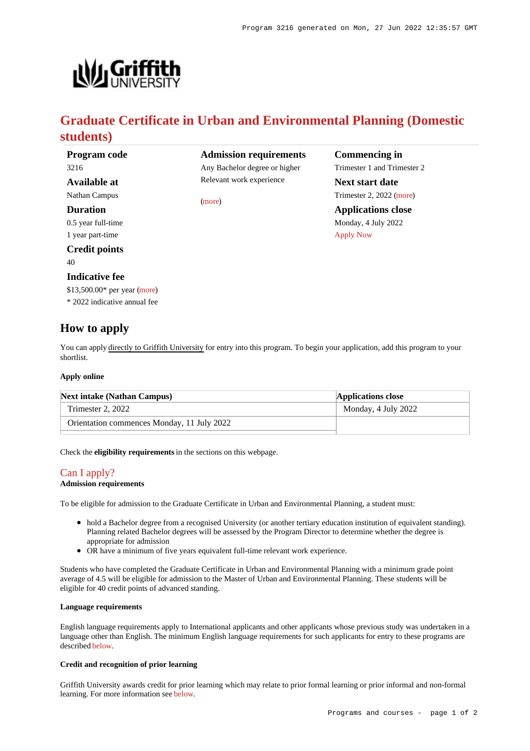# Graduate Certificate in Urban and Environmental Planning (Domestic students)

**Program code**
3216

**Available at**
Nathan Campus

**Duration**
0.5 year full-time
1 year part-time

**Credit points**
40

**Indicative fee**
$13,500.00* per year (more)
* 2022 indicative annual fee

**Admission requirements**
Any Bachelor degree or higher
Relevant work experience

(more)

**Commencing in**
Trimester 1 and Trimester 2

**Next start date**
Trimester 2, 2022 (more)

**Applications close**
Monday, 4 July 2022
Apply Now

## How to apply

You can apply directly to Griffith University for entry into this program. To begin your application, add this program to your shortlist.

**Apply online**

| Next intake (Nathan Campus) | Applications close |
|---|---|
| Trimester 2, 2022 | Monday, 4 July 2022 |
| Orientation commences Monday, 11 July 2022 | |

Check the **eligibility requirements** in the sections on this webpage.

## Can I apply?

**Admission requirements**

To be eligible for admission to the Graduate Certificate in Urban and Environmental Planning, a student must:

- hold a Bachelor degree from a recognised University (or another tertiary education institution of equivalent standing). Planning related Bachelor degrees will be assessed by the Program Director to determine whether the degree is appropriate for admission
- OR have a minimum of five years equivalent full-time relevant work experience.

Students who have completed the Graduate Certificate in Urban and Environmental Planning with a minimum grade point average of 4.5 will be eligible for admission to the Master of Urban and Environmental Planning. These students will be eligible for 40 credit points of advanced standing.

#### Language requirements

English language requirements apply to International applicants and other applicants whose previous study was undertaken in a language other than English. The minimum English language requirements for such applicants for entry to these programs are described below.

#### Credit and recognition of prior learning

Griffith University awards credit for prior learning which may relate to prior formal learning or prior informal and non-formal learning. For more information see below.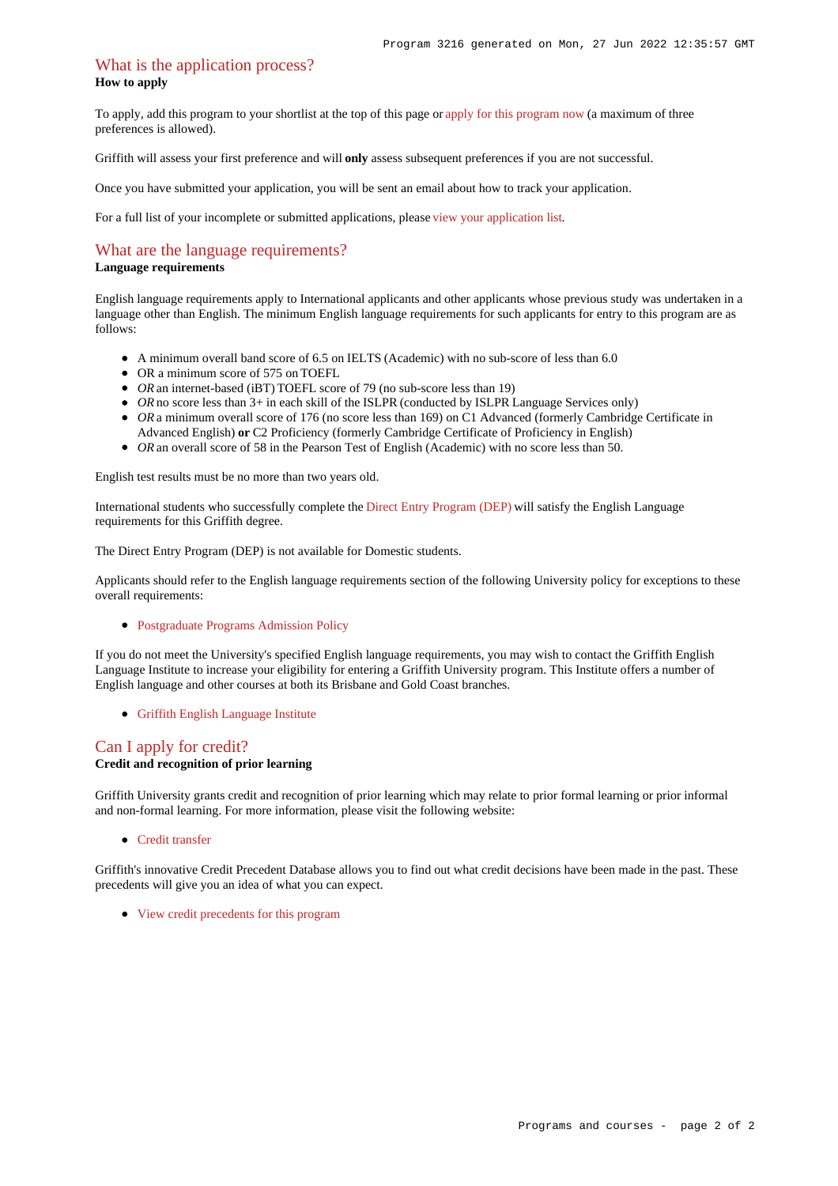## What is the application process?

### How to apply

To apply, add this program to your shortlist at the top of this page or apply for this program now (a maximum of three preferences is allowed).

Griffith will assess your first preference and will **only** assess subsequent preferences if you are not successful.

Once you have submitted your application, you will be sent an email about how to track your application.

For a full list of your incomplete or submitted applications, please view your application list.

## What are the language requirements?

### Language requirements

English language requirements apply to International applicants and other applicants whose previous study was undertaken in a language other than English. The minimum English language requirements for such applicants for entry to this program are as follows:

- A minimum overall band score of 6.5 on IELTS (Academic) with no sub-score of less than 6.0
- OR a minimum score of 575 on TOEFL
- *OR* an internet-based (iBT) TOEFL score of 79 (no sub-score less than 19)
- *OR* no score less than 3+ in each skill of the ISLPR (conducted by ISLPR Language Services only)
- *OR* a minimum overall score of 176 (no score less than 169) on C1 Advanced (formerly Cambridge Certificate in Advanced English) **or** C2 Proficiency (formerly Cambridge Certificate of Proficiency in English)
- *OR* an overall score of 58 in the Pearson Test of English (Academic) with no score less than 50.

English test results must be no more than two years old.

International students who successfully complete the Direct Entry Program (DEP) will satisfy the English Language requirements for this Griffith degree.

The Direct Entry Program (DEP) is not available for Domestic students.

Applicants should refer to the English language requirements section of the following University policy for exceptions to these overall requirements:

- Postgraduate Programs Admission Policy

If you do not meet the University's specified English language requirements, you may wish to contact the Griffith English Language Institute to increase your eligibility for entering a Griffith University program. This Institute offers a number of English language and other courses at both its Brisbane and Gold Coast branches.

- Griffith English Language Institute

## Can I apply for credit?

### Credit and recognition of prior learning

Griffith University grants credit and recognition of prior learning which may relate to prior formal learning or prior informal and non-formal learning. For more information, please visit the following website:

- Credit transfer

Griffith's innovative Credit Precedent Database allows you to find out what credit decisions have been made in the past. These precedents will give you an idea of what you can expect.

- View credit precedents for this program